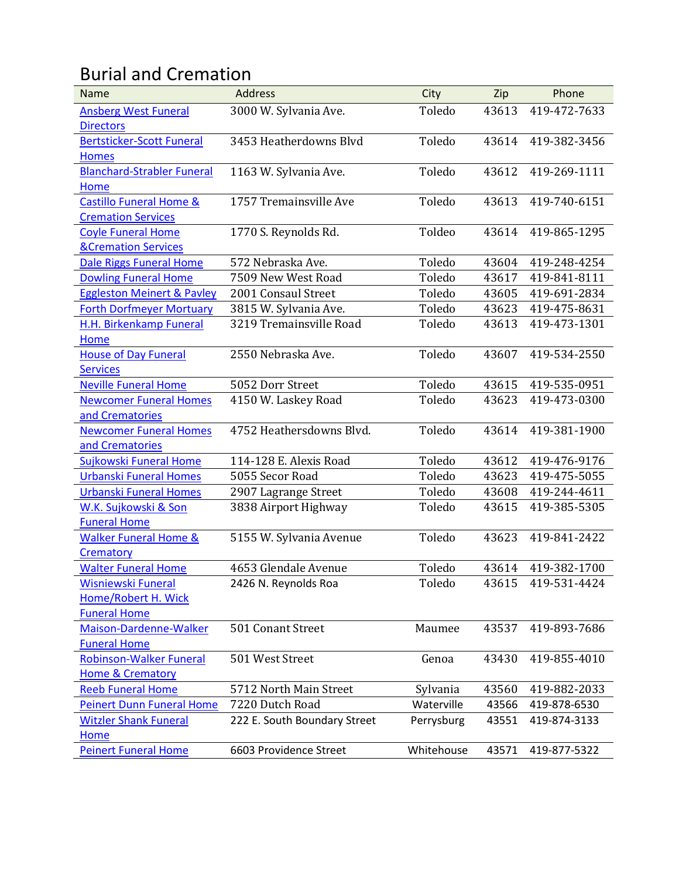# Burial and Cremation

| Name | Address | City | Zip | Phone |
|---|---|---|---|---|
| Ansberg West Funeral Directors | 3000 W. Sylvania Ave. | Toledo | 43613 | 419-472-7633 |
| Bertsticker-Scott Funeral Homes | 3453 Heatherdowns Blvd | Toledo | 43614 | 419-382-3456 |
| Blanchard-Strabler Funeral Home | 1163 W. Sylvania Ave. | Toledo | 43612 | 419-269-1111 |
| Castillo Funeral Home & Cremation Services | 1757 Tremainsville Ave | Toledo | 43613 | 419-740-6151 |
| Coyle Funeral Home &Cremation Services | 1770 S. Reynolds Rd. | Toldeo | 43614 | 419-865-1295 |
| Dale Riggs Funeral Home | 572 Nebraska Ave. | Toledo | 43604 | 419-248-4254 |
| Dowling Funeral Home | 7509 New West Road | Toledo | 43617 | 419-841-8111 |
| Eggleston Meinert & Pavley | 2001 Consaul Street | Toledo | 43605 | 419-691-2834 |
| Forth Dorfmeyer Mortuary | 3815 W. Sylvania Ave. | Toledo | 43623 | 419-475-8631 |
| H.H. Birkenkamp Funeral Home | 3219 Tremainsville Road | Toledo | 43613 | 419-473-1301 |
| House of Day Funeral Services | 2550 Nebraska Ave. | Toledo | 43607 | 419-534-2550 |
| Neville Funeral Home | 5052 Dorr Street | Toledo | 43615 | 419-535-0951 |
| Newcomer Funeral Homes and Crematories | 4150 W. Laskey Road | Toledo | 43623 | 419-473-0300 |
| Newcomer Funeral Homes and Crematories | 4752 Heathersdowns Blvd. | Toledo | 43614 | 419-381-1900 |
| Sujkowski Funeral Home | 114-128 E. Alexis Road | Toledo | 43612 | 419-476-9176 |
| Urbanski Funeral Homes | 5055 Secor Road | Toledo | 43623 | 419-475-5055 |
| Urbanski Funeral Homes | 2907 Lagrange Street | Toledo | 43608 | 419-244-4611 |
| W.K. Sujkowski & Son Funeral Home | 3838 Airport Highway | Toledo | 43615 | 419-385-5305 |
| Walker Funeral Home & Crematory | 5155 W. Sylvania Avenue | Toledo | 43623 | 419-841-2422 |
| Walter Funeral Home | 4653 Glendale Avenue | Toledo | 43614 | 419-382-1700 |
| Wisniewski Funeral Home/Robert H. Wick Funeral Home | 2426 N. Reynolds Roa | Toledo | 43615 | 419-531-4424 |
| Maison-Dardenne-Walker Funeral Home | 501 Conant Street | Maumee | 43537 | 419-893-7686 |
| Robinson-Walker Funeral Home & Crematory | 501 West Street | Genoa | 43430 | 419-855-4010 |
| Reeb Funeral Home | 5712 North Main Street | Sylvania | 43560 | 419-882-2033 |
| Peinert Dunn Funeral Home | 7220 Dutch Road | Waterville | 43566 | 419-878-6530 |
| Witzler Shank Funeral Home | 222 E. South Boundary Street | Perrysburg | 43551 | 419-874-3133 |
| Peinert Funeral Home | 6603 Providence Street | Whitehouse | 43571 | 419-877-5322 |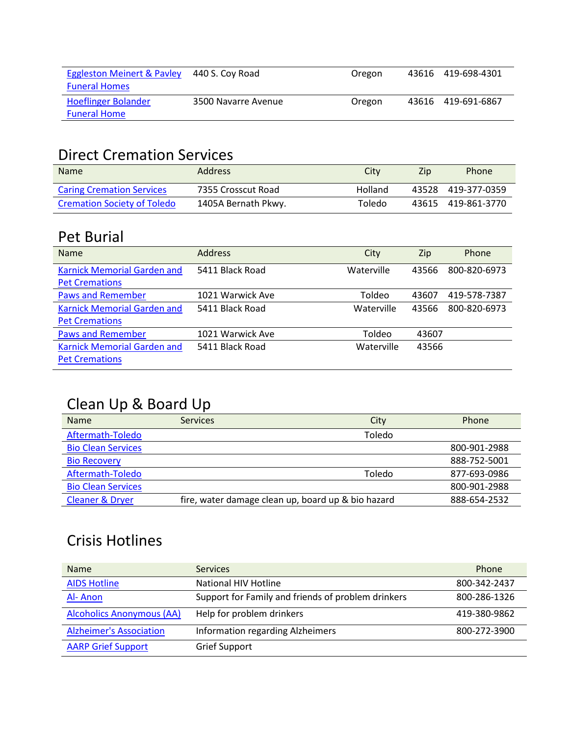| | | | | |
|---|---|---|---|---|
| Eggleston Meinert & Pavley Funeral Homes | 440 S. Coy Road | Oregon | 43616 | 419-698-4301 |
| Hoeflinger Bolander Funeral Home | 3500 Navarre Avenue | Oregon | 43616 | 419-691-6867 |

## Direct Cremation Services

| Name | Address | City | Zip | Phone |
|---|---|---|---|---|
| Caring Cremation Services | 7355 Crosscut Road | Holland | 43528 | 419-377-0359 |
| Cremation Society of Toledo | 1405A Bernath Pkwy. | Toledo | 43615 | 419-861-3770 |

## Pet Burial

| Name | Address | City | Zip | Phone |
|---|---|---|---|---|
| Karnick Memorial Garden and Pet Cremations | 5411 Black Road | Waterville | 43566 | 800-820-6973 |
| Paws and Remember | 1021 Warwick Ave | Toldeo | 43607 | 419-578-7387 |
| Karnick Memorial Garden and Pet Cremations | 5411 Black Road | Waterville | 43566 | 800-820-6973 |
| Paws and Remember | 1021 Warwick Ave | Toldeo | 43607 | |
| Karnick Memorial Garden and Pet Cremations | 5411 Black Road | Waterville | 43566 | |

## Clean Up & Board Up

| Name | Services | City | Phone |
|---|---|---|---|
| Aftermath-Toledo | | Toledo | |
| Bio Clean Services | | | 800-901-2988 |
| Bio Recovery | | | 888-752-5001 |
| Aftermath-Toledo | | Toledo | 877-693-0986 |
| Bio Clean Services | | | 800-901-2988 |
| Cleaner & Dryer | fire, water damage clean up, board up & bio hazard | | 888-654-2532 |

## Crisis Hotlines

| Name | Services | Phone |
|---|---|---|
| AIDS Hotline | National HIV Hotline | 800-342-2437 |
| Al- Anon | Support for Family and friends of problem drinkers | 800-286-1326 |
| Alcoholics Anonymous (AA) | Help for problem drinkers | 419-380-9862 |
| Alzheimer's Association | Information regarding Alzheimers | 800-272-3900 |
| AARP Grief Support | Grief Support | |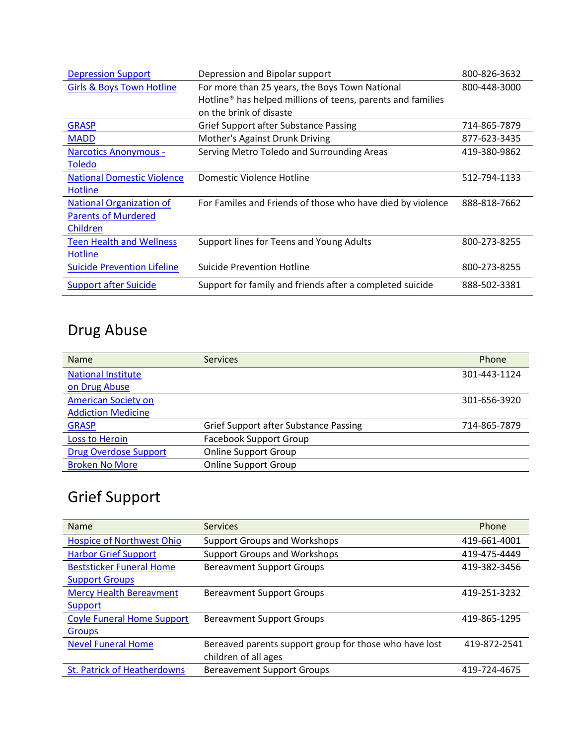| | | |
|---|---|---|
| Depression Support | Depression and Bipolar support | 800-826-3632 |
| Girls & Boys Town Hotline | For more than 25 years, the Boys Town National Hotline® has helped millions of teens, parents and families on the brink of disaste | 800-448-3000 |
| GRASP | Grief Support after Substance Passing | 714-865-7879 |
| MADD | Mother's Against Drunk Driving | 877-623-3435 |
| Narcotics Anonymous - Toledo | Serving Metro Toledo and Surrounding Areas | 419-380-9862 |
| National Domestic Violence Hotline | Domestic Violence Hotline | 512-794-1133 |
| National Organization of Parents of Murdered Children | For Familes and Friends of those who have died by violence | 888-818-7662 |
| Teen Health and Wellness Hotline | Support lines for Teens and Young Adults | 800-273-8255 |
| Suicide Prevention Lifeline | Suicide Prevention Hotline | 800-273-8255 |
| Support after Suicide | Support for family and friends after a completed suicide | 888-502-3381 |

# Drug Abuse

| Name | Services | Phone |
|---|---|---|
| National Institute on Drug Abuse | | 301-443-1124 |
| American Society on Addiction Medicine | | 301-656-3920 |
| GRASP | Grief Support after Substance Passing | 714-865-7879 |
| Loss to Heroin | Facebook Support Group | |
| Drug Overdose Support | Online Support Group | |
| Broken No More | Online Support Group | |

# Grief Support

| Name | Services | Phone |
|---|---|---|
| Hospice of Northwest Ohio | Support Groups and Workshops | 419-661-4001 |
| Harbor Grief Support | Support Groups and Workshops | 419-475-4449 |
| Beststicker Funeral Home Support Groups | Bereavment Support Groups | 419-382-3456 |
| Mercy Health Bereavment Support | Bereavment Support Groups | 419-251-3232 |
| Coyle Funeral Home Support Groups | Bereavment Support Groups | 419-865-1295 |
| Nevel Funeral Home | Bereaved parents support group for those who have lost children of all ages | 419-872-2541 |
| St. Patrick of Heatherdowns | Bereavement Support Groups | 419-724-4675 |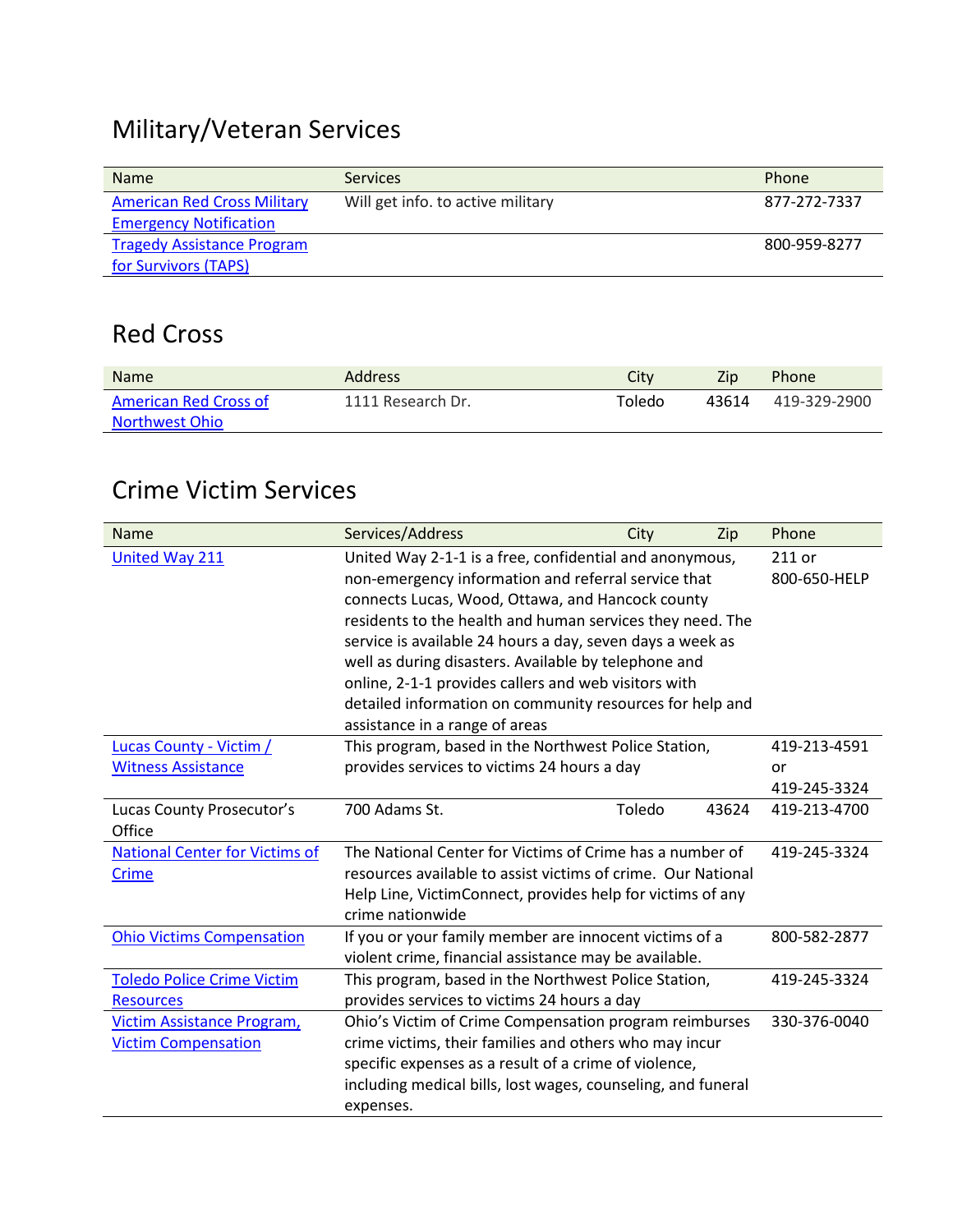## Military/Veteran Services

| Name | Services | Phone |
|---|---|---|
| American Red Cross Military Emergency Notification | Will get info. to active military | 877-272-7337 |
| Tragedy Assistance Program for Survivors (TAPS) | | 800-959-8277 |

## Red Cross

| Name | Address | City | Zip | Phone |
|---|---|---|---|---|
| American Red Cross of Northwest Ohio | 1111 Research Dr. | Toledo | 43614 | 419-329-2900 |

## Crime Victim Services

| Name | Services/Address | City | Zip | Phone |
|---|---|---|---|---|
| United Way 211 | United Way 2-1-1 is a free, confidential and anonymous, non-emergency information and referral service that connects Lucas, Wood, Ottawa, and Hancock county residents to the health and human services they need. The service is available 24 hours a day, seven days a week as well as during disasters. Available by telephone and online, 2-1-1 provides callers and web visitors with detailed information on community resources for help and assistance in a range of areas | | | 211 or 800-650-HELP |
| Lucas County - Victim / Witness Assistance | This program, based in the Northwest Police Station, provides services to victims 24 hours a day | | | 419-213-4591 or 419-245-3324 |
| Lucas County Prosecutor's Office | 700 Adams St. | Toledo | 43624 | 419-213-4700 |
| National Center for Victims of Crime | The National Center for Victims of Crime has a number of resources available to assist victims of crime. Our National Help Line, VictimConnect, provides help for victims of any crime nationwide | | | 419-245-3324 |
| Ohio Victims Compensation | If you or your family member are innocent victims of a violent crime, financial assistance may be available. | | | 800-582-2877 |
| Toledo Police Crime Victim Resources | This program, based in the Northwest Police Station, provides services to victims 24 hours a day | | | 419-245-3324 |
| Victim Assistance Program, Victim Compensation | Ohio's Victim of Crime Compensation program reimburses crime victims, their families and others who may incur specific expenses as a result of a crime of violence, including medical bills, lost wages, counseling, and funeral expenses. | | | 330-376-0040 |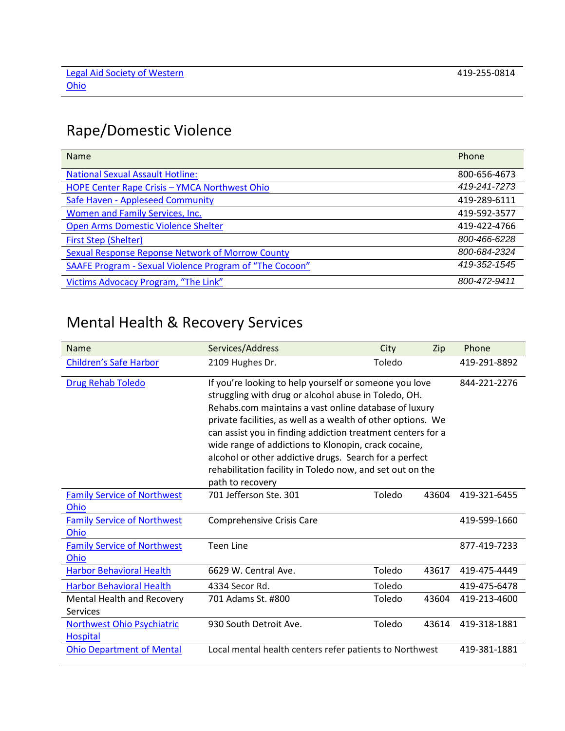| | |
|---|---|
| Legal Aid Society of Western Ohio | 419-255-0814 |

## Rape/Domestic Violence

| Name | Phone |
|---|---|
| National Sexual Assault Hotline: | 800-656-4673 |
| HOPE Center Rape Crisis – YMCA Northwest Ohio | *419-241-7273* |
| Safe Haven - Appleseed Community | 419-289-6111 |
| Women and Family Services, Inc. | 419-592-3577 |
| Open Arms Domestic Violence Shelter | 419-422-4766 |
| First Step (Shelter) | *800-466-6228* |
| Sexual Response Reponse Network of Morrow County | *800-684-2324* |
| SAAFE Program - Sexual Violence Program of "The Cocoon" | *419-352-1545* |
| Victims Advocacy Program, "The Link" | *800-472-9411* |

## Mental Health & Recovery Services

| Name | Services/Address | City | Zip | Phone |
|---|---|---|---|---|
| Children's Safe Harbor | 2109 Hughes Dr. | Toledo | | 419-291-8892 |
| Drug Rehab Toledo | If you're looking to help yourself or someone you love struggling with drug or alcohol abuse in Toledo, OH. Rehabs.com maintains a vast online database of luxury private facilities, as well as a wealth of other options. We can assist you in finding addiction treatment centers for a wide range of addictions to Klonopin, crack cocaine, alcohol or other addictive drugs. Search for a perfect rehabilitation facility in Toledo now, and set out on the path to recovery | | | 844-221-2276 |
| Family Service of Northwest Ohio | 701 Jefferson Ste. 301 | Toledo | 43604 | 419-321-6455 |
| Family Service of Northwest Ohio | Comprehensive Crisis Care | | | 419-599-1660 |
| Family Service of Northwest Ohio | Teen Line | | | 877-419-7233 |
| Harbor Behavioral Health | 6629 W. Central Ave. | Toledo | 43617 | 419-475-4449 |
| Harbor Behavioral Health | 4334 Secor Rd. | Toledo | | 419-475-6478 |
| Mental Health and Recovery Services | 701 Adams St. #800 | Toledo | 43604 | 419-213-4600 |
| Northwest Ohio Psychiatric Hospital | 930 South Detroit Ave. | Toledo | 43614 | 419-318-1881 |
| Ohio Department of Mental | Local mental health centers refer patients to Northwest | | | 419-381-1881 |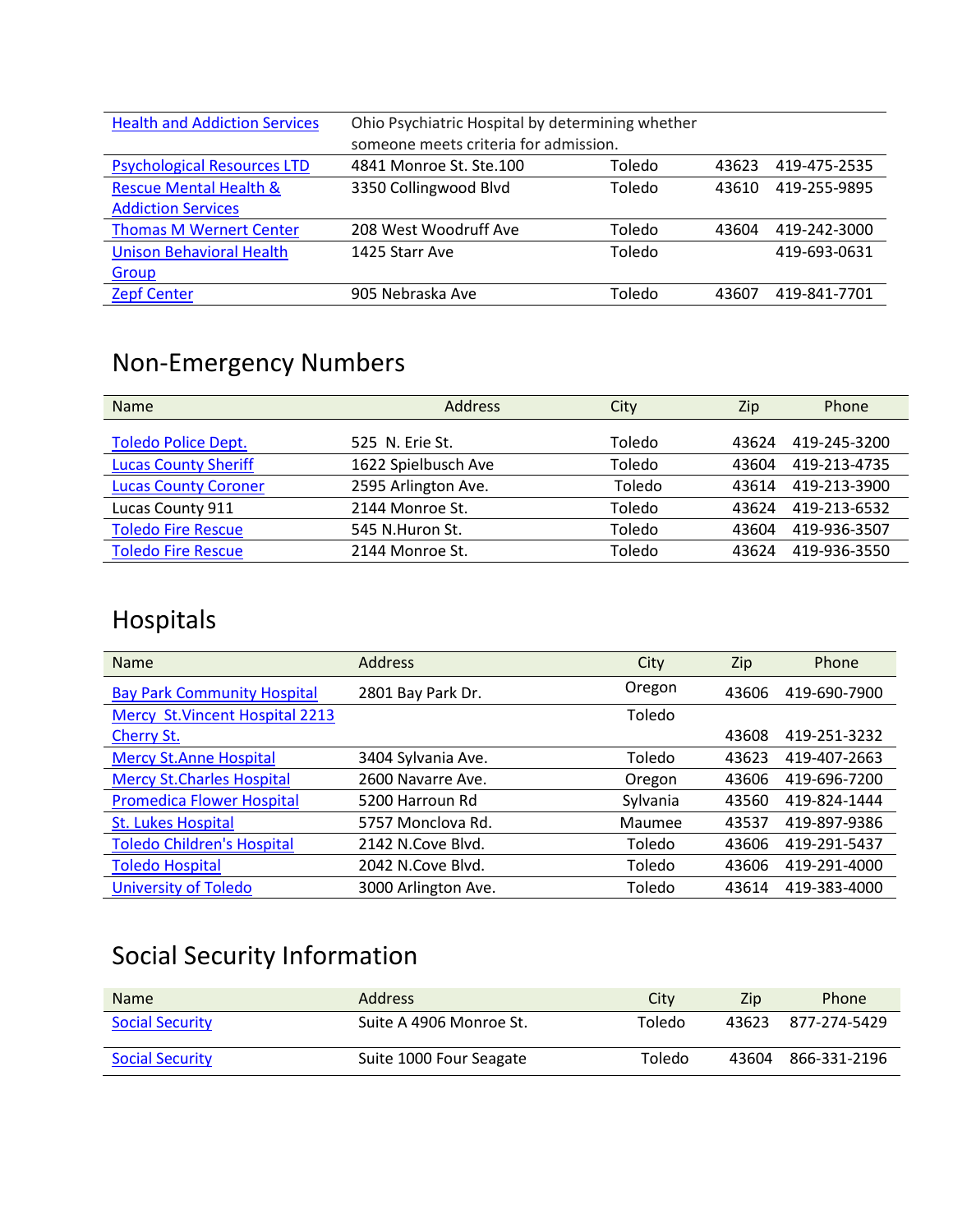| | | | | |
|---|---|---|---|---|
| Health and Addiction Services | Ohio Psychiatric Hospital by determining whether someone meets criteria for admission. | | | |
| Psychological Resources LTD | 4841 Monroe St. Ste.100 | Toledo | 43623 | 419-475-2535 |
| Rescue Mental Health & Addiction Services | 3350 Collingwood Blvd | Toledo | 43610 | 419-255-9895 |
| Thomas M Wernert Center | 208 West Woodruff Ave | Toledo | 43604 | 419-242-3000 |
| Unison Behavioral Health Group | 1425 Starr Ave | Toledo | | 419-693-0631 |
| Zepf Center | 905 Nebraska Ave | Toledo | 43607 | 419-841-7701 |

## Non-Emergency Numbers

| Name | Address | City | Zip | Phone |
|---|---|---|---|---|
| Toledo Police Dept. | 525 N. Erie St. | Toledo | 43624 | 419-245-3200 |
| Lucas County Sheriff | 1622 Spielbusch Ave | Toledo | 43604 | 419-213-4735 |
| Lucas County Coroner | 2595 Arlington Ave. | Toledo | 43614 | 419-213-3900 |
| Lucas County 911 | 2144 Monroe St. | Toledo | 43624 | 419-213-6532 |
| Toledo Fire Rescue | 545 N.Huron St. | Toledo | 43604 | 419-936-3507 |
| Toledo Fire Rescue | 2144 Monroe St. | Toledo | 43624 | 419-936-3550 |

## Hospitals

| Name | Address | City | Zip | Phone |
|---|---|---|---|---|
| Bay Park Community Hospital | 2801 Bay Park Dr. | Oregon | 43606 | 419-690-7900 |
| Mercy St.Vincent Hospital 2213 Cherry St. | | Toledo | 43608 | 419-251-3232 |
| Mercy St.Anne Hospital | 3404 Sylvania Ave. | Toledo | 43623 | 419-407-2663 |
| Mercy St.Charles Hospital | 2600 Navarre Ave. | Oregon | 43606 | 419-696-7200 |
| Promedica Flower Hospital | 5200 Harroun Rd | Sylvania | 43560 | 419-824-1444 |
| St. Lukes Hospital | 5757 Monclova Rd. | Maumee | 43537 | 419-897-9386 |
| Toledo Children's Hospital | 2142 N.Cove Blvd. | Toledo | 43606 | 419-291-5437 |
| Toledo Hospital | 2042 N.Cove Blvd. | Toledo | 43606 | 419-291-4000 |
| University of Toledo | 3000 Arlington Ave. | Toledo | 43614 | 419-383-4000 |

## Social Security Information

| Name | Address | City | Zip | Phone |
|---|---|---|---|---|
| Social Security | Suite A 4906 Monroe St. | Toledo | 43623 | 877-274-5429 |
| Social Security | Suite 1000 Four Seagate | Toledo | 43604 | 866-331-2196 |